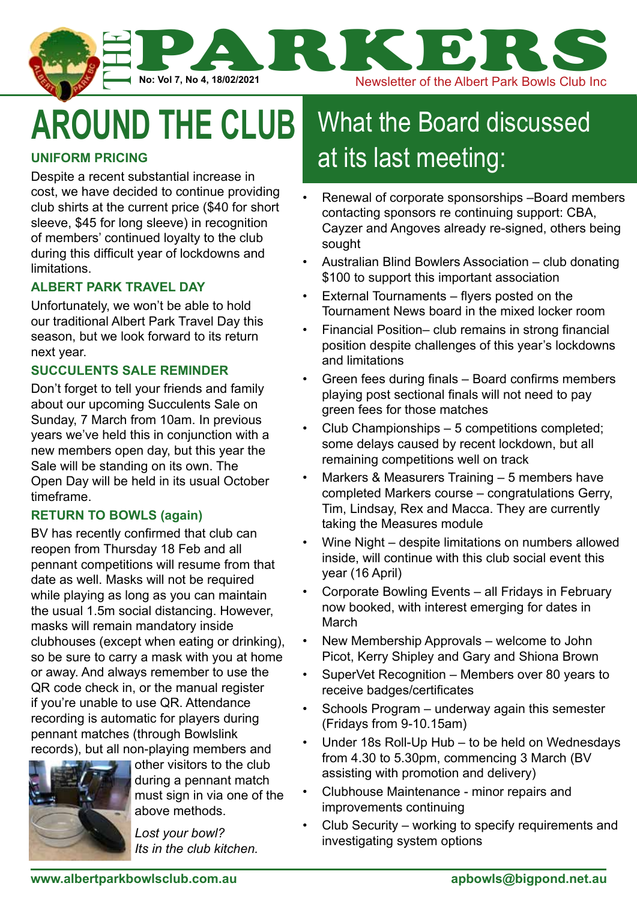# THE PARKERS

**No: Vol 7, No 4, 18/02/2021**

Newsletter of the Albert Park Bowls Club Inc

# AROUND THE CLUB

### UNIFORM PRICING

Despite a recent substantial increase in cost, we have decided to continue providing club shirts at the current price ($40 for short sleeve, $45 for long sleeve) in recognition of members' continued loyalty to the club during this difficult year of lockdowns and limitations.

### ALBERT PARK TRAVEL DAY

Unfortunately, we won't be able to hold our traditional Albert Park Travel Day this season, but we look forward to its return next year.

### SUCCULENTS SALE REMINDER

Don't forget to tell your friends and family about our upcoming Succulents Sale on Sunday, 7 March from 10am. In previous years we've held this in conjunction with a new members open day, but this year the Sale will be standing on its own. The Open Day will be held in its usual October timeframe.

### RETURN TO BOWLS (again)

BV has recently confirmed that club can reopen from Thursday 18 Feb and all pennant competitions will resume from that date as well. Masks will not be required while playing as long as you can maintain the usual 1.5m social distancing. However, masks will remain mandatory inside clubhouses (except when eating or drinking), so be sure to carry a mask with you at home or away. And always remember to use the QR code check in, or the manual register if you're unable to use QR. Attendance recording is automatic for players during pennant matches (through Bowlslink records), but all non-playing members and other visitors to the club during a pennant match must sign in via one of the above methods.

*Lost your bowl?*
*Its in the club kitchen.*

# What the Board discussed at its last meeting:

- Renewal of corporate sponsorships –Board members contacting sponsors re continuing support: CBA, Cayzer and Angoves already re-signed, others being sought
- Australian Blind Bowlers Association – club donating $100 to support this important association
- External Tournaments – flyers posted on the Tournament News board in the mixed locker room
- Financial Position– club remains in strong financial position despite challenges of this year's lockdowns and limitations
- Green fees during finals – Board confirms members playing post sectional finals will not need to pay green fees for those matches
- Club Championships – 5 competitions completed; some delays caused by recent lockdown, but all remaining competitions well on track
- Markers & Measurers Training – 5 members have completed Markers course – congratulations Gerry, Tim, Lindsay, Rex and Macca. They are currently taking the Measures module
- Wine Night – despite limitations on numbers allowed inside, will continue with this club social event this year (16 April)
- Corporate Bowling Events – all Fridays in February now booked, with interest emerging for dates in March
- New Membership Approvals – welcome to John Picot, Kerry Shipley and Gary and Shiona Brown
- SuperVet Recognition – Members over 80 years to receive badges/certificates
- Schools Program – underway again this semester (Fridays from 9-10.15am)
- Under 18s Roll-Up Hub – to be held on Wednesdays from 4.30 to 5.30pm, commencing 3 March (BV assisting with promotion and delivery)
- Clubhouse Maintenance - minor repairs and improvements continuing
- Club Security – working to specify requirements and investigating system options

www.albertparkbowlsclub.com.au    apbowls@bigpond.net.au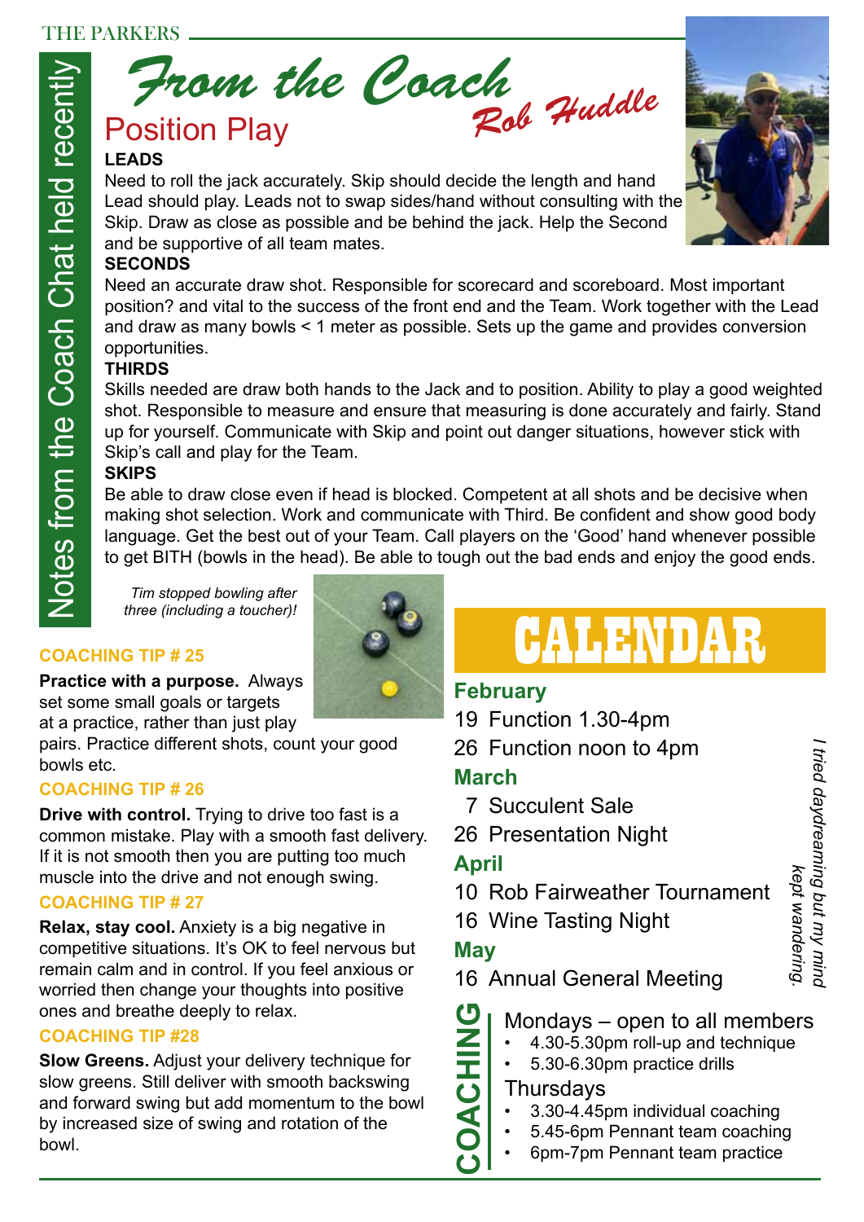Notes from the Coach Chat held recently

# From the Coach

*Rob Huddle*

## Position Play

**LEADS**

Need to roll the jack accurately. Skip should decide the length and hand Lead should play. Leads not to swap sides/hand without consulting with the Skip. Draw as close as possible and be behind the jack. Help the Second and be supportive of all team mates.

**SECONDS**

Need an accurate draw shot. Responsible for scorecard and scoreboard. Most important position? and vital to the success of the front end and the Team. Work together with the Lead and draw as many bowls < 1 meter as possible. Sets up the game and provides conversion opportunities.

**THIRDS**

Skills needed are draw both hands to the Jack and to position. Ability to play a good weighted shot. Responsible to measure and ensure that measuring is done accurately and fairly. Stand up for yourself. Communicate with Skip and point out danger situations, however stick with Skip's call and play for the Team.

**SKIPS**

Be able to draw close even if head is blocked. Competent at all shots and be decisive when making shot selection. Work and communicate with Third. Be confident and show good body language. Get the best out of your Team. Call players on the 'Good' hand whenever possible to get BITH (bowls in the head). Be able to tough out the bad ends and enjoy the good ends.

*Tim stopped bowling after three (including a toucher)!*

### COACHING TIP # 25

**Practice with a purpose.** Always set some small goals or targets at a practice, rather than just play pairs. Practice different shots, count your good bowls etc.

### COACHING TIP # 26

**Drive with control.** Trying to drive too fast is a common mistake. Play with a smooth fast delivery. If it is not smooth then you are putting too much muscle into the drive and not enough swing.

### COACHING TIP # 27

**Relax, stay cool.** Anxiety is a big negative in competitive situations. It's OK to feel nervous but remain calm and in control. If you feel anxious or worried then change your thoughts into positive ones and breathe deeply to relax.

### COACHING TIP #28

**Slow Greens.** Adjust your delivery technique for slow greens. Still deliver with smooth backswing and forward swing but add momentum to the bowl by increased size of swing and rotation of the bowl.

# CALENDAR

### February

19 Function 1.30-4pm

26 Function noon to 4pm

### March

7 Succulent Sale

26 Presentation Night

### April

10 Rob Fairweather Tournament

16 Wine Tasting Night

### May

16 Annual General Meeting

*I tried daydreaming but my mind kept wandering.*

### COACHING

Mondays – open to all members

- 4.30-5.30pm roll-up and technique
- 5.30-6.30pm practice drills

Thursdays

- 3.30-4.45pm individual coaching
- 5.45-6pm Pennant team coaching
- 6pm-7pm Pennant team practice